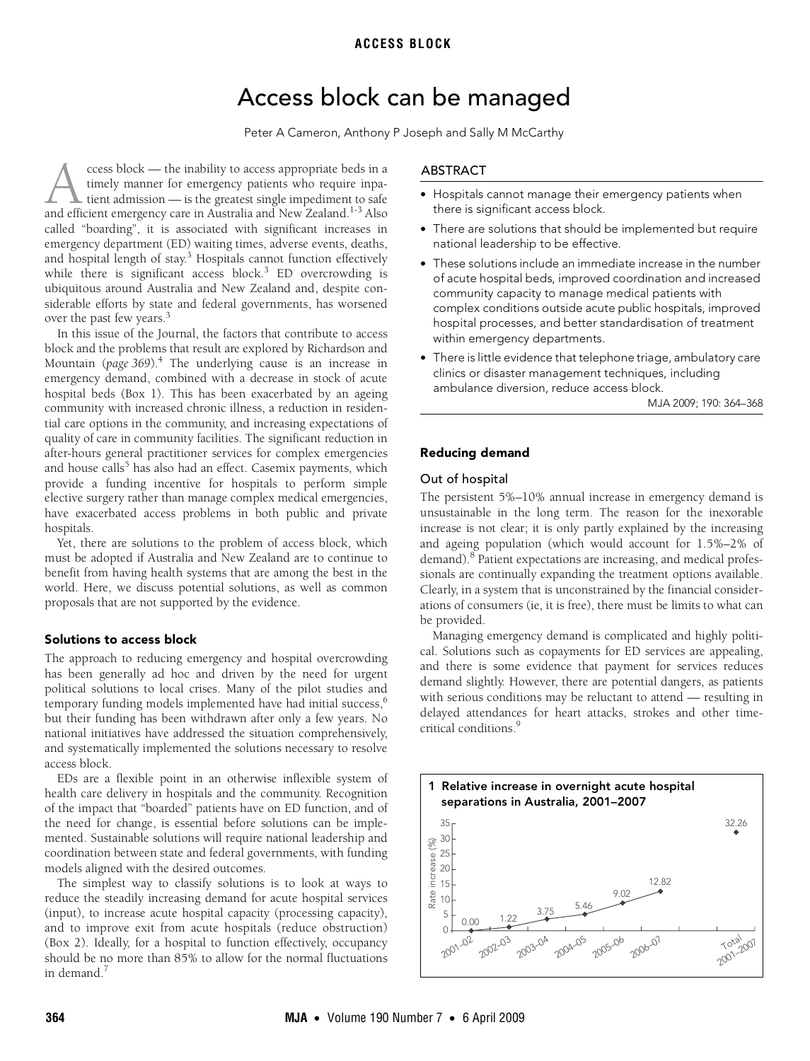# Access block can be managed

Peter A Cameron, Anthony P Joseph and Sally M McCarthy

## ABSTRACT

- Hospitals cannot manage their emergency patients when there is significant access block.
- There are solutions that should be implemented but require national leadership to be effective.
- These solutions include an immediate increase in the number of acute hospital beds, improved coordination and increased community capacity to manage medical patients with complex conditions outside acute public hospitals, improved hospital processes, and better standardisation of treatment within emergency departments.
- There is little evidence that telephone triage, ambulatory care clinics or disaster management techniques, including ambulance diversion, reduce access block.

MJA 2009; 190: 364–368

Access block — the inability to access appropriate beds in a timely manner for emergency patients who require inpatient admission — is the greatest single impediment to safe and efficient emergency care in Australia and New Zealand.[1-3] Also called "boarding", it is associated with significant increases in emergency department (ED) waiting times, adverse events, deaths, and hospital length of stay.[3] Hospitals cannot function effectively while there is significant access block.[3] ED overcrowding is ubiquitous around Australia and New Zealand and, despite considerable efforts by state and federal governments, has worsened over the past few years.[3]

In this issue of the Journal, the factors that contribute to access block and the problems that result are explored by Richardson and Mountain (*page 369*).[4] The underlying cause is an increase in emergency demand, combined with a decrease in stock of acute hospital beds (Box 1). This has been exacerbated by an ageing community with increased chronic illness, a reduction in residential care options in the community, and increasing expectations of quality of care in community facilities. The significant reduction in after-hours general practitioner services for complex emergencies and house calls[5] has also had an effect. Casemix payments, which provide a funding incentive for hospitals to perform simple elective surgery rather than manage complex medical emergencies, have exacerbated access problems in both public and private hospitals.

Yet, there are solutions to the problem of access block, which must be adopted if Australia and New Zealand are to continue to benefit from having health systems that are among the best in the world. Here, we discuss potential solutions, as well as common proposals that are not supported by the evidence.

### Solutions to access block

The approach to reducing emergency and hospital overcrowding has been generally ad hoc and driven by the need for urgent political solutions to local crises. Many of the pilot studies and temporary funding models implemented have had initial success,[6] but their funding has been withdrawn after only a few years. No national initiatives have addressed the situation comprehensively, and systematically implemented the solutions necessary to resolve access block.

EDs are a flexible point in an otherwise inflexible system of health care delivery in hospitals and the community. Recognition of the impact that "boarded" patients have on ED function, and of the need for change, is essential before solutions can be implemented. Sustainable solutions will require national leadership and coordination between state and federal governments, with funding models aligned with the desired outcomes.

The simplest way to classify solutions is to look at ways to reduce the steadily increasing demand for acute hospital services (input), to increase acute hospital capacity (processing capacity), and to improve exit from acute hospitals (reduce obstruction) (Box 2). Ideally, for a hospital to function effectively, occupancy should be no more than 85% to allow for the normal fluctuations in demand.[7]

### Reducing demand

#### Out of hospital

The persistent 5%–10% annual increase in emergency demand is unsustainable in the long term. The reason for the inexorable increase is not clear; it is only partly explained by the increasing and ageing population (which would account for 1.5%–2% of demand).[8] Patient expectations are increasing, and medical professionals are continually expanding the treatment options available. Clearly, in a system that is unconstrained by the financial considerations of consumers (ie, it is free), there must be limits to what can be provided.

Managing emergency demand is complicated and highly political. Solutions such as copayments for ED services are appealing, and there is some evidence that payment for services reduces demand slightly. However, there are potential dangers, as patients with serious conditions may be reluctant to attend — resulting in delayed attendances for heart attacks, strokes and other time-critical conditions.[9]

**1 Relative increase in overnight acute hospital separations in Australia, 2001–2007**

| Period | Rate increase (%) |
|---|---|
| 2001–02 | 0.00 |
| 2002–03 | 1.22 |
| 2003–04 | 3.75 |
| 2004–05 | 5.46 |
| 2005–06 | 9.02 |
| 2006–07 | 12.82 |
| Total 2001–2007 | 32.26 |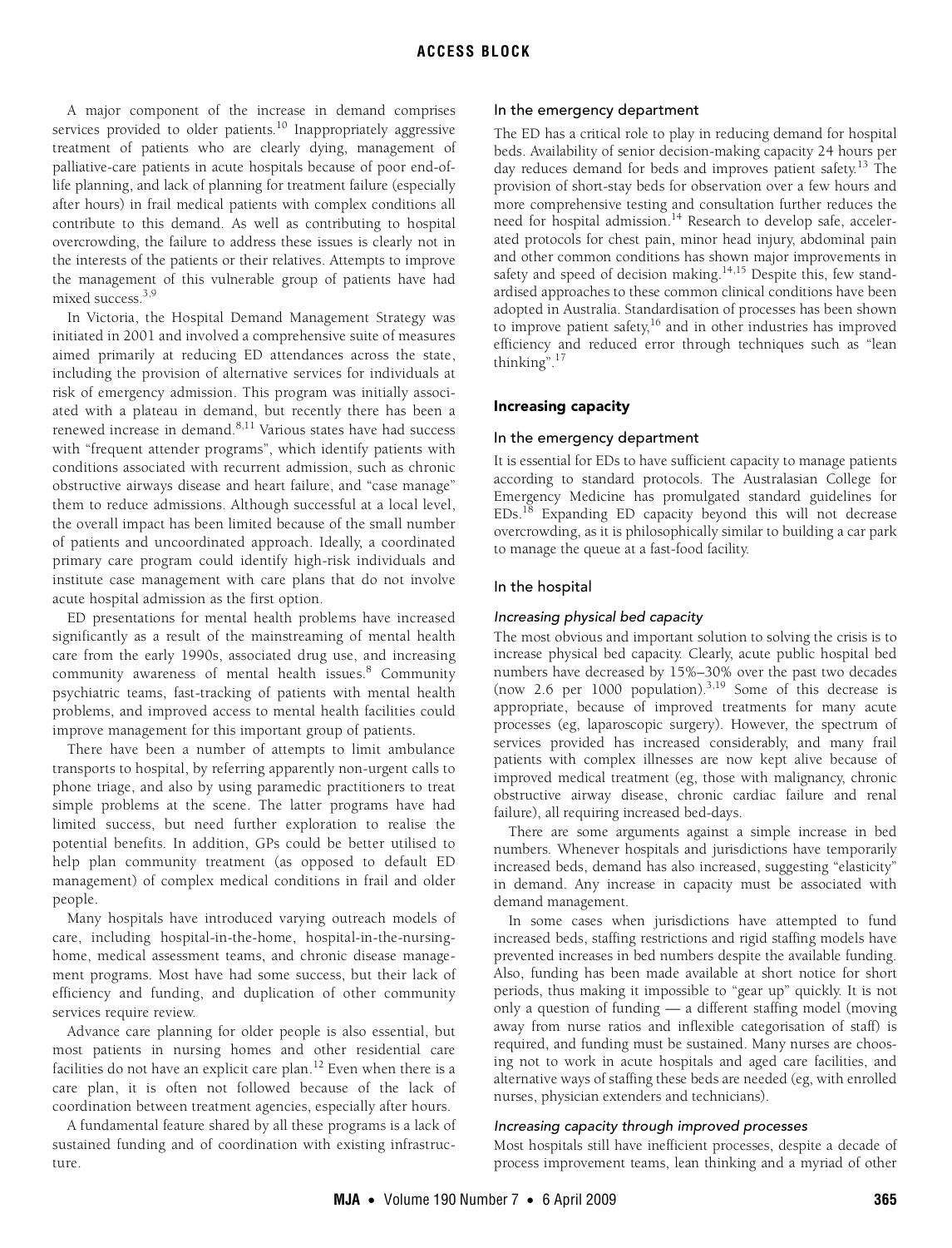A major component of the increase in demand comprises services provided to older patients.[10] Inappropriately aggressive treatment of patients who are clearly dying, management of palliative-care patients in acute hospitals because of poor end-of-life planning, and lack of planning for treatment failure (especially after hours) in frail medical patients with complex conditions all contribute to this demand. As well as contributing to hospital overcrowding, the failure to address these issues is clearly not in the interests of the patients or their relatives. Attempts to improve the management of this vulnerable group of patients have had mixed success.[3,9]

In Victoria, the Hospital Demand Management Strategy was initiated in 2001 and involved a comprehensive suite of measures aimed primarily at reducing ED attendances across the state, including the provision of alternative services for individuals at risk of emergency admission. This program was initially associated with a plateau in demand, but recently there has been a renewed increase in demand.[8,11] Various states have had success with "frequent attender programs", which identify patients with conditions associated with recurrent admission, such as chronic obstructive airways disease and heart failure, and "case manage" them to reduce admissions. Although successful at a local level, the overall impact has been limited because of the small number of patients and uncoordinated approach. Ideally, a coordinated primary care program could identify high-risk individuals and institute case management with care plans that do not involve acute hospital admission as the first option.

ED presentations for mental health problems have increased significantly as a result of the mainstreaming of mental health care from the early 1990s, associated drug use, and increasing community awareness of mental health issues.[8] Community psychiatric teams, fast-tracking of patients with mental health problems, and improved access to mental health facilities could improve management for this important group of patients.

There have been a number of attempts to limit ambulance transports to hospital, by referring apparently non-urgent calls to phone triage, and also by using paramedic practitioners to treat simple problems at the scene. The latter programs have had limited success, but need further exploration to realise the potential benefits. In addition, GPs could be better utilised to help plan community treatment (as opposed to default ED management) of complex medical conditions in frail and older people.

Many hospitals have introduced varying outreach models of care, including hospital-in-the-home, hospital-in-the-nursing-home, medical assessment teams, and chronic disease management programs. Most have had some success, but their lack of efficiency and funding, and duplication of other community services require review.

Advance care planning for older people is also essential, but most patients in nursing homes and other residential care facilities do not have an explicit care plan.[12] Even when there is a care plan, it is often not followed because of the lack of coordination between treatment agencies, especially after hours.

A fundamental feature shared by all these programs is a lack of sustained funding and of coordination with existing infrastructure.

### In the emergency department

The ED has a critical role to play in reducing demand for hospital beds. Availability of senior decision-making capacity 24 hours per day reduces demand for beds and improves patient safety.[13] The provision of short-stay beds for observation over a few hours and more comprehensive testing and consultation further reduces the need for hospital admission.[14] Research to develop safe, accelerated protocols for chest pain, minor head injury, abdominal pain and other common conditions has shown major improvements in safety and speed of decision making.[14,15] Despite this, few standardised approaches to these common clinical conditions have been adopted in Australia. Standardisation of processes has been shown to improve patient safety,[16] and in other industries has improved efficiency and reduced error through techniques such as "lean thinking".[17]

## Increasing capacity

### In the emergency department

It is essential for EDs to have sufficient capacity to manage patients according to standard protocols. The Australasian College for Emergency Medicine has promulgated standard guidelines for EDs.[18] Expanding ED capacity beyond this will not decrease overcrowding, as it is philosophically similar to building a car park to manage the queue at a fast-food facility.

### In the hospital

#### *Increasing physical bed capacity*

The most obvious and important solution to solving the crisis is to increase physical bed capacity. Clearly, acute public hospital bed numbers have decreased by 15%–30% over the past two decades (now 2.6 per 1000 population).[3,19] Some of this decrease is appropriate, because of improved treatments for many acute processes (eg, laparoscopic surgery). However, the spectrum of services provided has increased considerably, and many frail patients with complex illnesses are now kept alive because of improved medical treatment (eg, those with malignancy, chronic obstructive airway disease, chronic cardiac failure and renal failure), all requiring increased bed-days.

There are some arguments against a simple increase in bed numbers. Whenever hospitals and jurisdictions have temporarily increased beds, demand has also increased, suggesting "elasticity" in demand. Any increase in capacity must be associated with demand management.

In some cases when jurisdictions have attempted to fund increased beds, staffing restrictions and rigid staffing models have prevented increases in bed numbers despite the available funding. Also, funding has been made available at short notice for short periods, thus making it impossible to "gear up" quickly. It is not only a question of funding — a different staffing model (moving away from nurse ratios and inflexible categorisation of staff) is required, and funding must be sustained. Many nurses are choosing not to work in acute hospitals and aged care facilities, and alternative ways of staffing these beds are needed (eg, with enrolled nurses, physician extenders and technicians).

#### *Increasing capacity through improved processes*

Most hospitals still have inefficient processes, despite a decade of process improvement teams, lean thinking and a myriad of other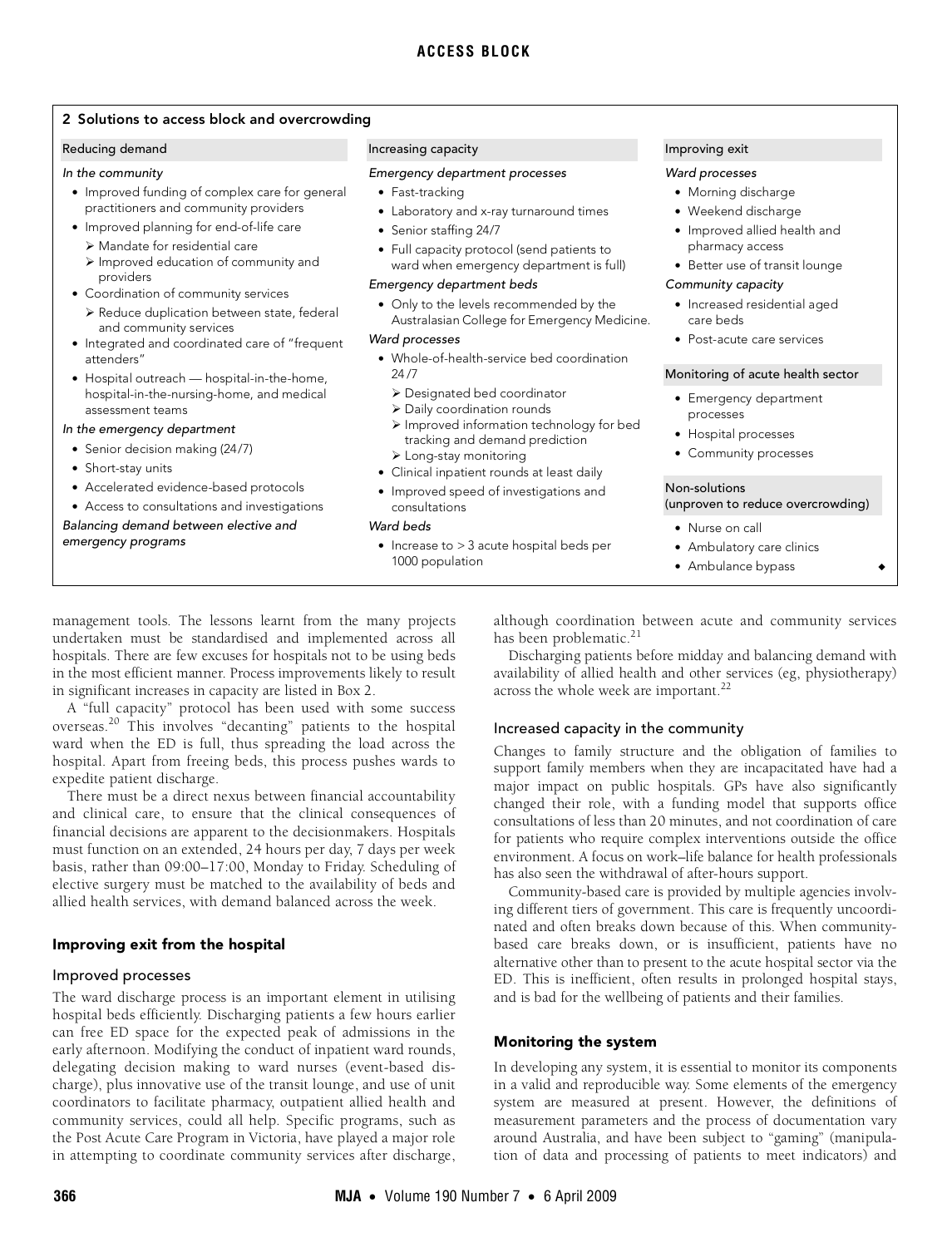## 2 Solutions to access block and overcrowding

**Reducing demand**

*In the community*

- Improved funding of complex care for general practitioners and community providers
- Improved planning for end-of-life care
  - Mandate for residential care
  - Improved education of community and providers
- Coordination of community services
  - Reduce duplication between state, federal and community services
- Integrated and coordinated care of "frequent attenders"
- Hospital outreach — hospital-in-the-home, hospital-in-the-nursing-home, and medical assessment teams

*In the emergency department*

- Senior decision making (24/7)
- Short-stay units
- Accelerated evidence-based protocols
- Access to consultations and investigations

*Balancing demand between elective and emergency programs*

**Increasing capacity**

*Emergency department processes*

- Fast-tracking
- Laboratory and x-ray turnaround times
- Senior staffing 24/7
- Full capacity protocol (send patients to ward when emergency department is full)

*Emergency department beds*

- Only to the levels recommended by the Australasian College for Emergency Medicine.

*Ward processes*

- Whole-of-health-service bed coordination 24/7
  - Designated bed coordinator
  - Daily coordination rounds
  - Improved information technology for bed tracking and demand prediction
  - Long-stay monitoring
- Clinical inpatient rounds at least daily
- Improved speed of investigations and consultations

*Ward beds*

- Increase to > 3 acute hospital beds per 1000 population

**Improving exit**

*Ward processes*

- Morning discharge
- Weekend discharge
- Improved allied health and pharmacy access
- Better use of transit lounge

*Community capacity*

- Increased residential aged care beds
- Post-acute care services

**Monitoring of acute health sector**

- Emergency department processes
- Hospital processes
- Community processes

**Non-solutions (unproven to reduce overcrowding)**

- Nurse on call
- Ambulatory care clinics
- Ambulance bypass

management tools. The lessons learnt from the many projects undertaken must be standardised and implemented across all hospitals. There are few excuses for hospitals not to be using beds in the most efficient manner. Process improvements likely to result in significant increases in capacity are listed in Box 2.

A "full capacity" protocol has been used with some success overseas.[20] This involves "decanting" patients to the hospital ward when the ED is full, thus spreading the load across the hospital. Apart from freeing beds, this process pushes wards to expedite patient discharge.

There must be a direct nexus between financial accountability and clinical care, to ensure that the clinical consequences of financial decisions are apparent to the decisionmakers. Hospitals must function on an extended, 24 hours per day, 7 days per week basis, rather than 09:00–17:00, Monday to Friday. Scheduling of elective surgery must be matched to the availability of beds and allied health services, with demand balanced across the week.

## Improving exit from the hospital

### Improved processes

The ward discharge process is an important element in utilising hospital beds efficiently. Discharging patients a few hours earlier can free ED space for the expected peak of admissions in the early afternoon. Modifying the conduct of inpatient ward rounds, delegating decision making to ward nurses (event-based discharge), plus innovative use of the transit lounge, and use of unit coordinators to facilitate pharmacy, outpatient allied health and community services, could all help. Specific programs, such as the Post Acute Care Program in Victoria, have played a major role in attempting to coordinate community services after discharge, although coordination between acute and community services has been problematic.[21]

Discharging patients before midday and balancing demand with availability of allied health and other services (eg, physiotherapy) across the whole week are important.[22]

### Increased capacity in the community

Changes to family structure and the obligation of families to support family members when they are incapacitated have had a major impact on public hospitals. GPs have also significantly changed their role, with a funding model that supports office consultations of less than 20 minutes, and not coordination of care for patients who require complex interventions outside the office environment. A focus on work–life balance for health professionals has also seen the withdrawal of after-hours support.

Community-based care is provided by multiple agencies involving different tiers of government. This care is frequently uncoordinated and often breaks down because of this. When community-based care breaks down, or is insufficient, patients have no alternative other than to present to the acute hospital sector via the ED. This is inefficient, often results in prolonged hospital stays, and is bad for the wellbeing of patients and their families.

## Monitoring the system

In developing any system, it is essential to monitor its components in a valid and reproducible way. Some elements of the emergency system are measured at present. However, the definitions of measurement parameters and the process of documentation vary around Australia, and have been subject to "gaming" (manipulation of data and processing of patients to meet indicators) and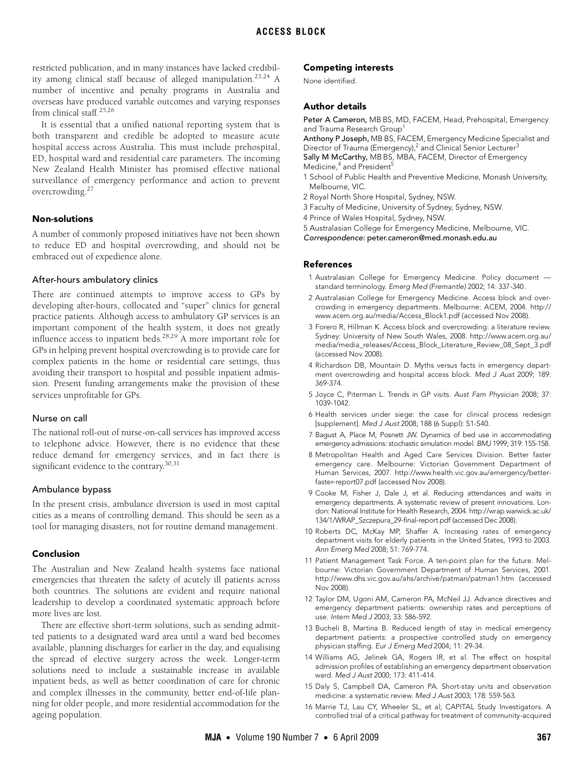restricted publication, and in many instances have lacked credibility among clinical staff because of alleged manipulation.[23,24] A number of incentive and penalty programs in Australia and overseas have produced variable outcomes and varying responses from clinical staff.[25,26]

It is essential that a unified national reporting system that is both transparent and credible be adopted to measure acute hospital access across Australia. This must include prehospital, ED, hospital ward and residential care parameters. The incoming New Zealand Health Minister has promised effective national surveillance of emergency performance and action to prevent overcrowding.[27]

## Non-solutions

A number of commonly proposed initiatives have not been shown to reduce ED and hospital overcrowding, and should not be embraced out of expedience alone.

### After-hours ambulatory clinics

There are continued attempts to improve access to GPs by developing after-hours, collocated and "super" clinics for general practice patients. Although access to ambulatory GP services is an important component of the health system, it does not greatly influence access to inpatient beds.[28,29] A more important role for GPs in helping prevent hospital overcrowding is to provide care for complex patients in the home or residential care settings, thus avoiding their transport to hospital and possible inpatient admission. Present funding arrangements make the provision of these services unprofitable for GPs.

### Nurse on call

The national roll-out of nurse-on-call services has improved access to telephone advice. However, there is no evidence that these reduce demand for emergency services, and in fact there is significant evidence to the contrary.[30,31]

### Ambulance bypass

In the present crisis, ambulance diversion is used in most capital cities as a means of controlling demand. This should be seen as a tool for managing disasters, not for routine demand management.

## Conclusion

The Australian and New Zealand health systems face national emergencies that threaten the safety of acutely ill patients across both countries. The solutions are evident and require national leadership to develop a coordinated systematic approach before more lives are lost.

There are effective short-term solutions, such as sending admitted patients to a designated ward area until a ward bed becomes available, planning discharges for earlier in the day, and equalising the spread of elective surgery across the week. Longer-term solutions need to include a sustainable increase in available inpatient beds, as well as better coordination of care for chronic and complex illnesses in the community, better end-of-life planning for older people, and more residential accommodation for the ageing population.

## Competing interests

None identified.

## Author details

**Peter A Cameron,** MB BS, MD, FACEM, Head, Prehospital, Emergency and Trauma Research Group[1]

**Anthony P Joseph,** MB BS, FACEM, Emergency Medicine Specialist and Director of Trauma (Emergency),[2] and Clinical Senior Lecturer[3]

**Sally M McCarthy,** MB BS, MBA, FACEM, Director of Emergency Medicine,[4] and President[5]

1 School of Public Health and Preventive Medicine, Monash University, Melbourne, VIC.

2 Royal North Shore Hospital, Sydney, NSW.

3 Faculty of Medicine, University of Sydney, Sydney, NSW.

4 Prince of Wales Hospital, Sydney, NSW.

5 Australasian College for Emergency Medicine, Melbourne, VIC.

*Correspondence:* peter.cameron@med.monash.edu.au

## References

1 Australasian College for Emergency Medicine. Policy document — standard terminology. *Emerg Med (Fremantle)* 2002; 14: 337-340.

2 Australasian College for Emergency Medicine. Access block and overcrowding in emergency departments. Melbourne: ACEM, 2004. http://www.acem.org.au/media/Access_Block1.pdf (accessed Nov 2008).

3 Forero R, Hillman K. Access block and overcrowding: a literature review. Sydney: University of New South Wales, 2008. http://www.acem.org.au/media/media_releases/Access_Block_Literature_Review_08_Sept_3.pdf (accessed Nov 2008).

4 Richardson DB, Mountain D. Myths versus facts in emergency department overcrowding and hospital access block. *Med J Aust* 2009; 189: 369-374.

5 Joyce C, Piterman L. Trends in GP visits. *Aust Fam Physician* 2008; 37: 1039-1042.

6 Health services under siege: the case for clinical process redesign [supplement]. *Med J Aust* 2008; 188 (6 Suppl): S1-S40.

7 Bagust A, Place M, Posnett JW. Dynamics of bed use in accommodating emergency admissions: stochastic simulation model. *BMJ* 1999; 319: 155-158.

8 Metropolitan Health and Aged Care Services Division. Better faster emergency care. Melbourne: Victorian Government Department of Human Services, 2007. http://www.health.vic.gov.au/emergency/betterfaster-report07.pdf (accessed Nov 2008).

9 Cooke M, Fisher J, Dale J, et al. Reducing attendances and waits in emergency departments. A systematic review of present innovations. London: National Institute for Health Research, 2004. http://wrap.warwick.ac.uk/134/1/WRAP_Szczepura_29-final-report.pdf (accessed Dec 2008).

10 Roberts DC, McKay MP, Shaffer A. Increasing rates of emergency department visits for elderly patients in the United States, 1993 to 2003. *Ann Emerg Med* 2008; 51: 769-774.

11 Patient Management Task Force. A ten-point plan for the future. Melbourne: Victorian Government Department of Human Services, 2001. http://www.dhs.vic.gov.au/ahs/archive/patman/patman1.htm (accessed Nov 2008).

12 Taylor DM, Ugoni AM, Cameron PA, McNeil JJ. Advance directives and emergency department patients: ownership rates and perceptions of use. *Intern Med J* 2003; 33: 586-592.

13 Bucheli B, Martina B. Reduced length of stay in medical emergency department patients: a prospective controlled study on emergency physician staffing. *Eur J Emerg Med* 2004; 11: 29-34.

14 Williams AG, Jelinek GA, Rogers IR, et al. The effect on hospital admission profiles of establishing an emergency department observation ward. *Med J Aust* 2000; 173: 411-414.

15 Daly S, Campbell DA, Cameron PA. Short-stay units and observation medicine: a systematic review. *Med J Aust* 2003; 178: 559-563.

16 Marrie TJ, Lau CY, Wheeler SL, et al; CAPITAL Study Investigators. A controlled trial of a critical pathway for treatment of community-acquired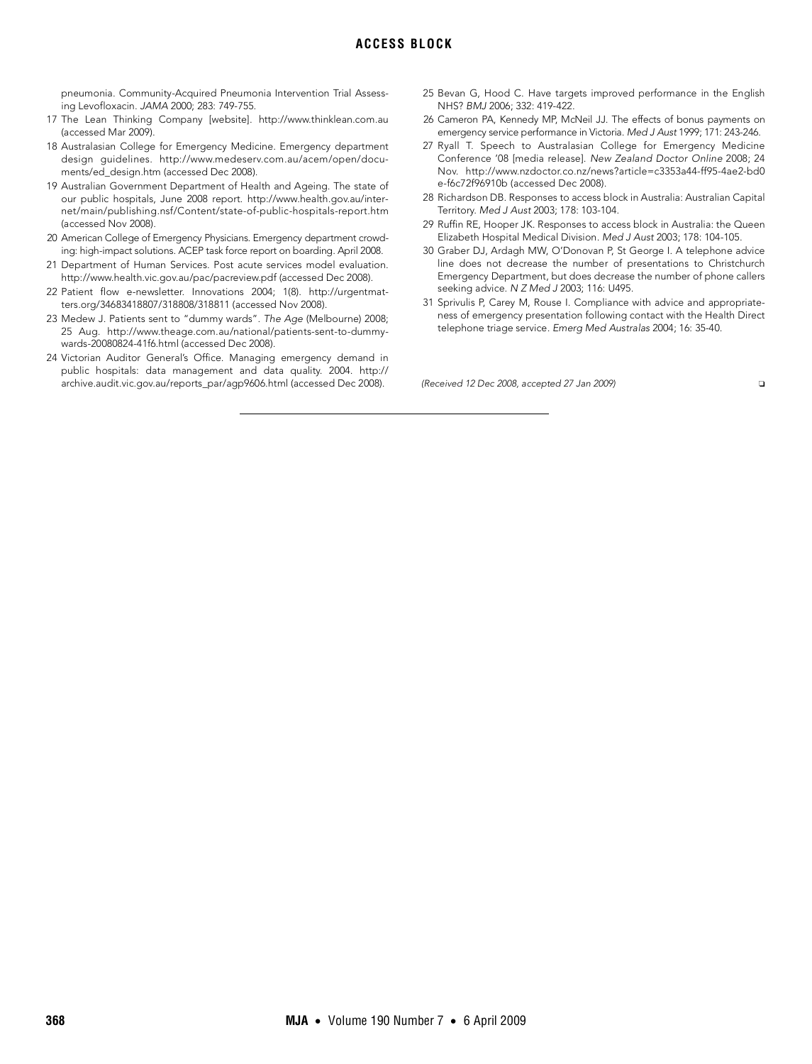pneumonia. Community-Acquired Pneumonia Intervention Trial Assessing Levofloxacin. *JAMA* 2000; 283: 749-755.

17 The Lean Thinking Company [website]. http://www.thinklean.com.au (accessed Mar 2009).

18 Australasian College for Emergency Medicine. Emergency department design guidelines. http://www.medeserv.com.au/acem/open/documents/ed_design.htm (accessed Dec 2008).

19 Australian Government Department of Health and Ageing. The state of our public hospitals, June 2008 report. http://www.health.gov.au/internet/main/publishing.nsf/Content/state-of-public-hospitals-report.htm (accessed Nov 2008).

20 American College of Emergency Physicians. Emergency department crowding: high-impact solutions. ACEP task force report on boarding. April 2008.

21 Department of Human Services. Post acute services model evaluation. http://www.health.vic.gov.au/pac/pacreview.pdf (accessed Dec 2008).

22 Patient flow e-newsletter. Innovations 2004; 1(8). http://urgentmatters.org/34683418807/318808/318811 (accessed Nov 2008).

23 Medew J. Patients sent to "dummy wards". *The Age* (Melbourne) 2008; 25 Aug. http://www.theage.com.au/national/patients-sent-to-dummy-wards-20080824-41f6.html (accessed Dec 2008).

24 Victorian Auditor General's Office. Managing emergency demand in public hospitals: data management and data quality. 2004. http://archive.audit.vic.gov.au/reports_par/agp9606.html (accessed Dec 2008).

25 Bevan G, Hood C. Have targets improved performance in the English NHS? *BMJ* 2006; 332: 419-422.

26 Cameron PA, Kennedy MP, McNeil JJ. The effects of bonus payments on emergency service performance in Victoria. *Med J Aust* 1999; 171: 243-246.

27 Ryall T. Speech to Australasian College for Emergency Medicine Conference '08 [media release]. *New Zealand Doctor Online* 2008; 24 Nov. http://www.nzdoctor.co.nz/news?article=c3353a44-ff95-4ae2-bd0e-f6c72f96910b (accessed Dec 2008).

28 Richardson DB. Responses to access block in Australia: Australian Capital Territory. *Med J Aust* 2003; 178: 103-104.

29 Ruffin RE, Hooper JK. Responses to access block in Australia: the Queen Elizabeth Hospital Medical Division. *Med J Aust* 2003; 178: 104-105.

30 Graber DJ, Ardagh MW, O'Donovan P, St George I. A telephone advice line does not decrease the number of presentations to Christchurch Emergency Department, but does decrease the number of phone callers seeking advice. *N Z Med J* 2003; 116: U495.

31 Sprivulis P, Carey M, Rouse I. Compliance with advice and appropriateness of emergency presentation following contact with the Health Direct telephone triage service. *Emerg Med Australas* 2004; 16: 35-40.

*(Received 12 Dec 2008, accepted 27 Jan 2009)*